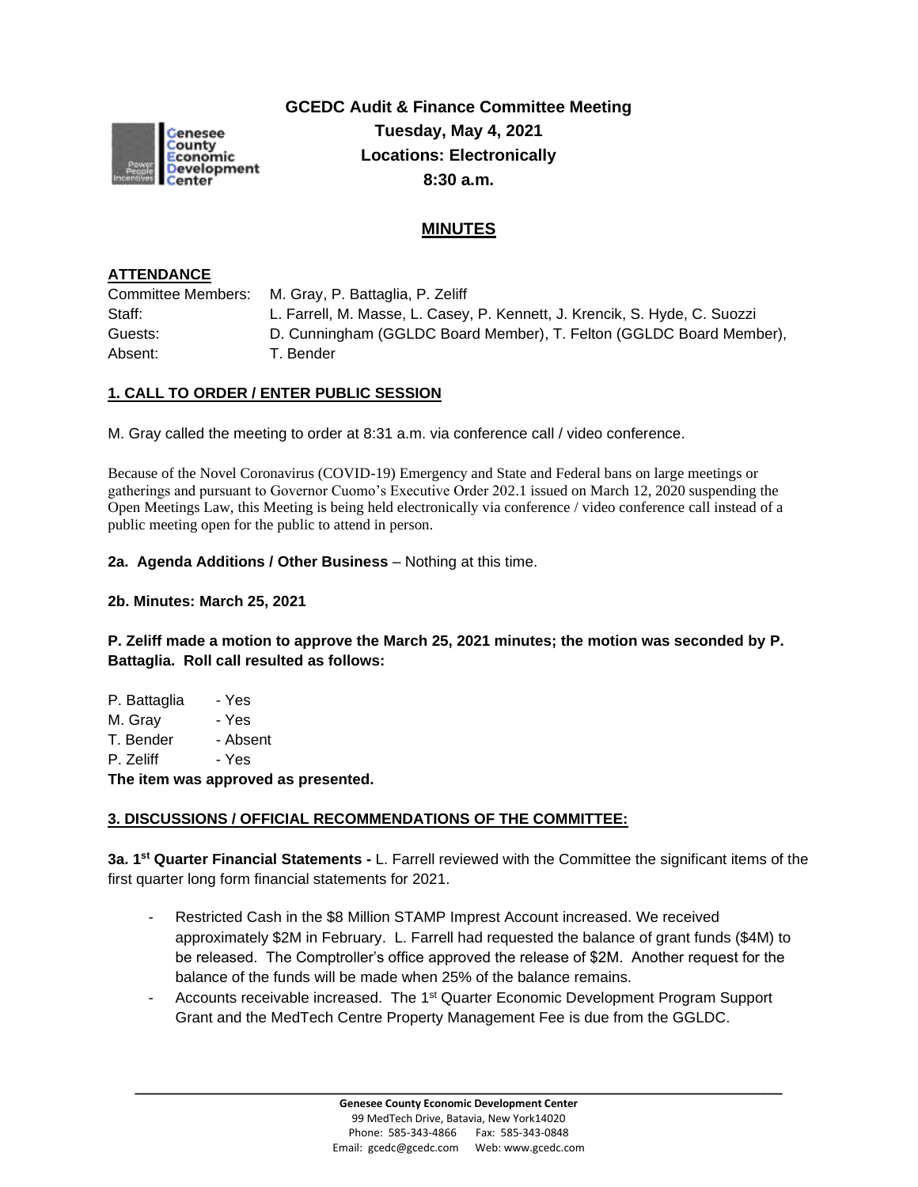# GCEDC Audit & Finance Committee Meeting

**Tuesday, May 4, 2021**
**Locations: Electronically**
**8:30 a.m.**

## MINUTES

**ATTENDANCE**

Committee Members: M. Gray, P. Battaglia, P. Zeliff
Staff: L. Farrell, M. Masse, L. Casey, P. Kennett, J. Krencik, S. Hyde, C. Suozzi
Guests: D. Cunningham (GGLDC Board Member), T. Felton (GGLDC Board Member),
Absent: T. Bender

**1. CALL TO ORDER / ENTER PUBLIC SESSION**

M. Gray called the meeting to order at 8:31 a.m. via conference call / video conference.

Because of the Novel Coronavirus (COVID-19) Emergency and State and Federal bans on large meetings or gatherings and pursuant to Governor Cuomo's Executive Order 202.1 issued on March 12, 2020 suspending the Open Meetings Law, this Meeting is being held electronically via conference / video conference call instead of a public meeting open for the public to attend in person.

**2a. Agenda Additions / Other Business** – Nothing at this time.

**2b. Minutes: March 25, 2021**

**P. Zeliff made a motion to approve the March 25, 2021 minutes; the motion was seconded by P. Battaglia. Roll call resulted as follows:**

P. Battaglia - Yes
M. Gray - Yes
T. Bender - Absent
P. Zeliff - Yes

**The item was approved as presented.**

**3. DISCUSSIONS / OFFICIAL RECOMMENDATIONS OF THE COMMITTEE:**

**3a. 1st Quarter Financial Statements -** L. Farrell reviewed with the Committee the significant items of the first quarter long form financial statements for 2021.

- Restricted Cash in the $8 Million STAMP Imprest Account increased. We received approximately $2M in February. L. Farrell had requested the balance of grant funds ($4M) to be released. The Comptroller's office approved the release of $2M. Another request for the balance of the funds will be made when 25% of the balance remains.
- Accounts receivable increased. The 1st Quarter Economic Development Program Support Grant and the MedTech Centre Property Management Fee is due from the GGLDC.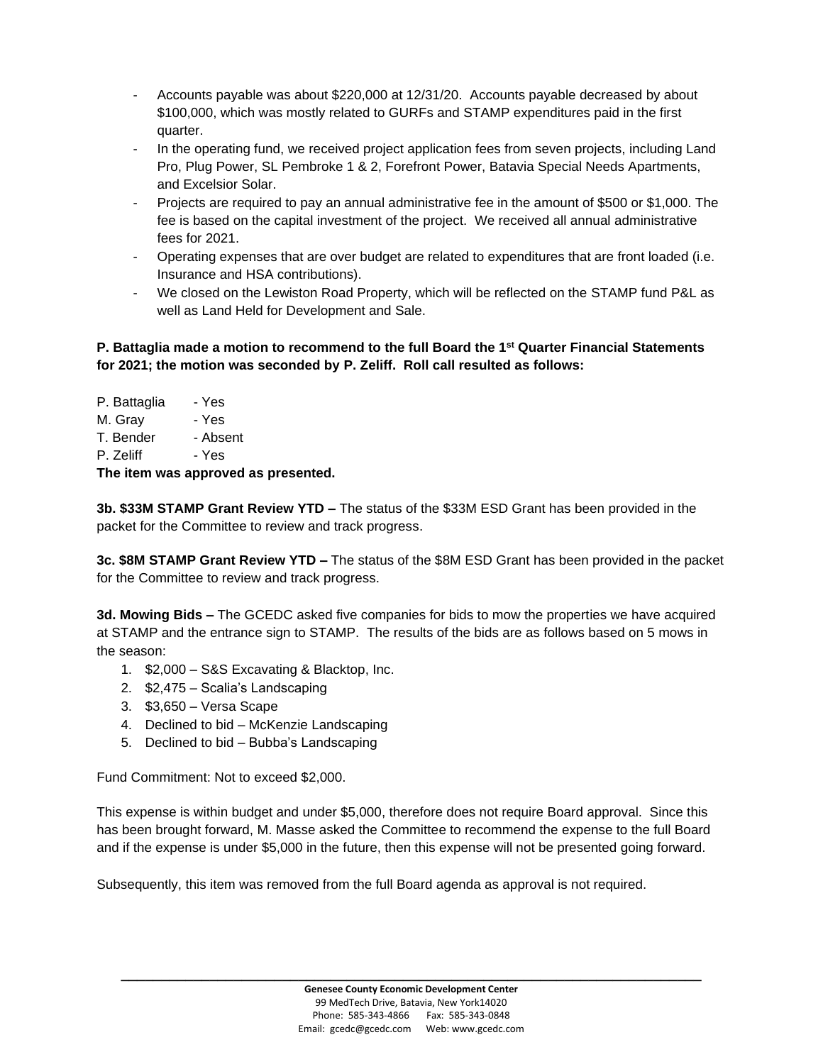- Accounts payable was about $220,000 at 12/31/20. Accounts payable decreased by about $100,000, which was mostly related to GURFs and STAMP expenditures paid in the first quarter.
- In the operating fund, we received project application fees from seven projects, including Land Pro, Plug Power, SL Pembroke 1 & 2, Forefront Power, Batavia Special Needs Apartments, and Excelsior Solar.
- Projects are required to pay an annual administrative fee in the amount of $500 or $1,000. The fee is based on the capital investment of the project. We received all annual administrative fees for 2021.
- Operating expenses that are over budget are related to expenditures that are front loaded (i.e. Insurance and HSA contributions).
- We closed on the Lewiston Road Property, which will be reflected on the STAMP fund P&L as well as Land Held for Development and Sale.

**P. Battaglia made a motion to recommend to the full Board the 1st Quarter Financial Statements for 2021; the motion was seconded by P. Zeliff. Roll call resulted as follows:**

P. Battaglia - Yes
M. Gray - Yes
T. Bender - Absent
P. Zeliff - Yes

**The item was approved as presented.**

**3b. $33M STAMP Grant Review YTD –** The status of the $33M ESD Grant has been provided in the packet for the Committee to review and track progress.

**3c. $8M STAMP Grant Review YTD –** The status of the $8M ESD Grant has been provided in the packet for the Committee to review and track progress.

**3d. Mowing Bids –** The GCEDC asked five companies for bids to mow the properties we have acquired at STAMP and the entrance sign to STAMP. The results of the bids are as follows based on 5 mows in the season:

1. $2,000 – S&S Excavating & Blacktop, Inc.
2. $2,475 – Scalia's Landscaping
3. $3,650 – Versa Scape
4. Declined to bid – McKenzie Landscaping
5. Declined to bid – Bubba's Landscaping

Fund Commitment: Not to exceed $2,000.

This expense is within budget and under $5,000, therefore does not require Board approval. Since this has been brought forward, M. Masse asked the Committee to recommend the expense to the full Board and if the expense is under $5,000 in the future, then this expense will not be presented going forward.

Subsequently, this item was removed from the full Board agenda as approval is not required.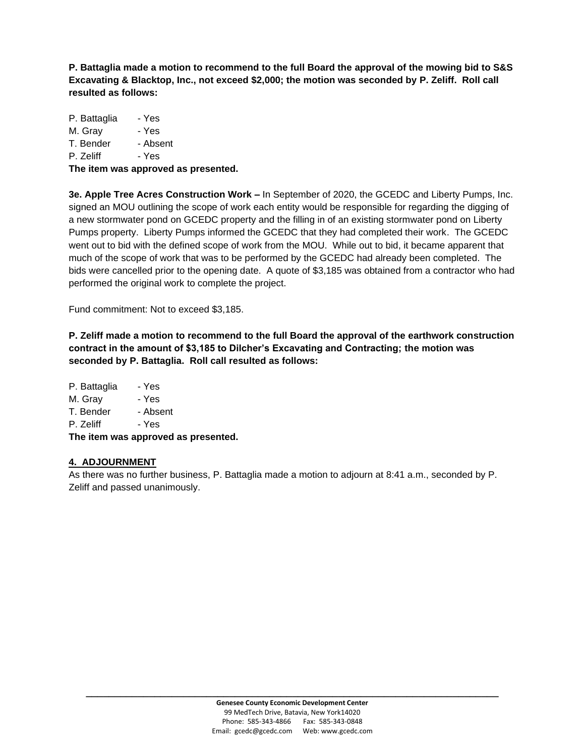**P. Battaglia made a motion to recommend to the full Board the approval of the mowing bid to S&S Excavating & Blacktop, Inc., not exceed $2,000; the motion was seconded by P. Zeliff. Roll call resulted as follows:**

P. Battaglia - Yes
M. Gray - Yes
T. Bender - Absent
P. Zeliff - Yes

**The item was approved as presented.**

**3e. Apple Tree Acres Construction Work –** In September of 2020, the GCEDC and Liberty Pumps, Inc. signed an MOU outlining the scope of work each entity would be responsible for regarding the digging of a new stormwater pond on GCEDC property and the filling in of an existing stormwater pond on Liberty Pumps property. Liberty Pumps informed the GCEDC that they had completed their work. The GCEDC went out to bid with the defined scope of work from the MOU. While out to bid, it became apparent that much of the scope of work that was to be performed by the GCEDC had already been completed. The bids were cancelled prior to the opening date. A quote of $3,185 was obtained from a contractor who had performed the original work to complete the project.

Fund commitment: Not to exceed $3,185.

**P. Zeliff made a motion to recommend to the full Board the approval of the earthwork construction contract in the amount of $3,185 to Dilcher's Excavating and Contracting; the motion was seconded by P. Battaglia. Roll call resulted as follows:**

P. Battaglia - Yes
M. Gray - Yes
T. Bender - Absent
P. Zeliff - Yes

**The item was approved as presented.**

## 4. ADJOURNMENT

As there was no further business, P. Battaglia made a motion to adjourn at 8:41 a.m., seconded by P. Zeliff and passed unanimously.